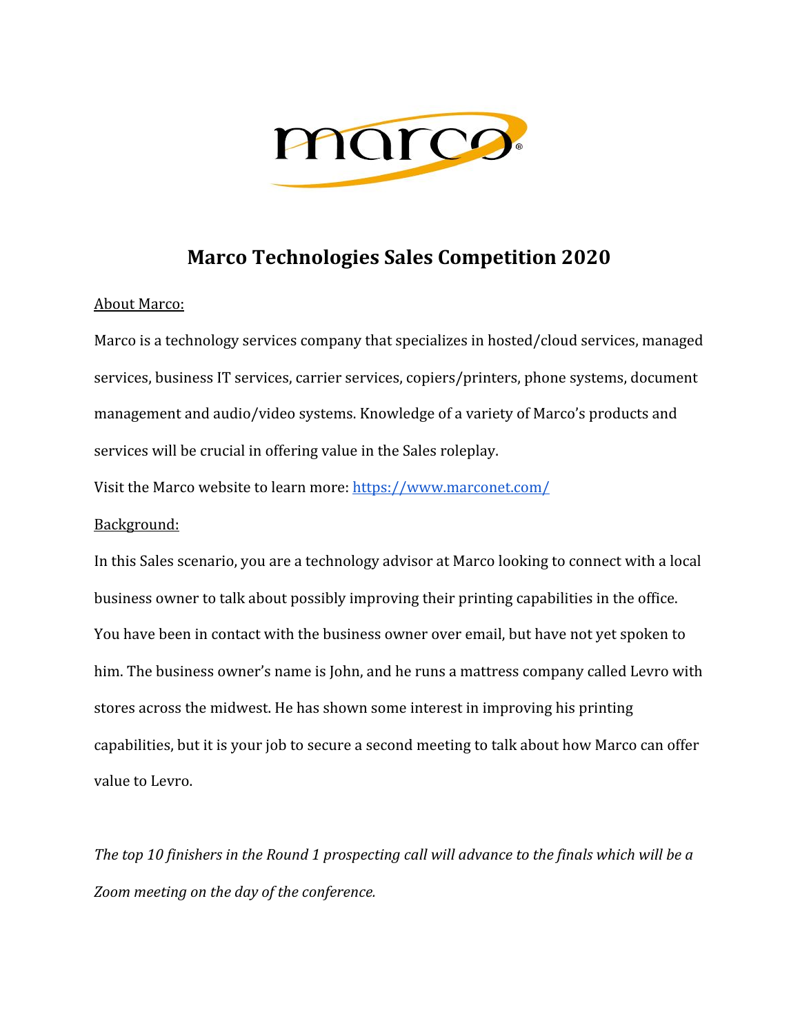# Marco Technologies Sales Competition 2020

<u>About Marco:</u>

Marco is a technology services company that specializes in hosted/cloud services, managed services, business IT services, carrier services, copiers/printers, phone systems, document management and audio/video systems. Knowledge of a variety of Marco's products and services will be crucial in offering value in the Sales roleplay.

Visit the Marco website to learn more: [https://www.marconet.com/](https://www.marconet.com/)

<u>Background:</u>

In this Sales scenario, you are a technology advisor at Marco looking to connect with a local business owner to talk about possibly improving their printing capabilities in the office. You have been in contact with the business owner over email, but have not yet spoken to him. The business owner's name is John, and he runs a mattress company called Levro with stores across the midwest. He has shown some interest in improving his printing capabilities, but it is your job to secure a second meeting to talk about how Marco can offer value to Levro.

*The top 10 finishers in the Round 1 prospecting call will advance to the finals which will be a Zoom meeting on the day of the conference.*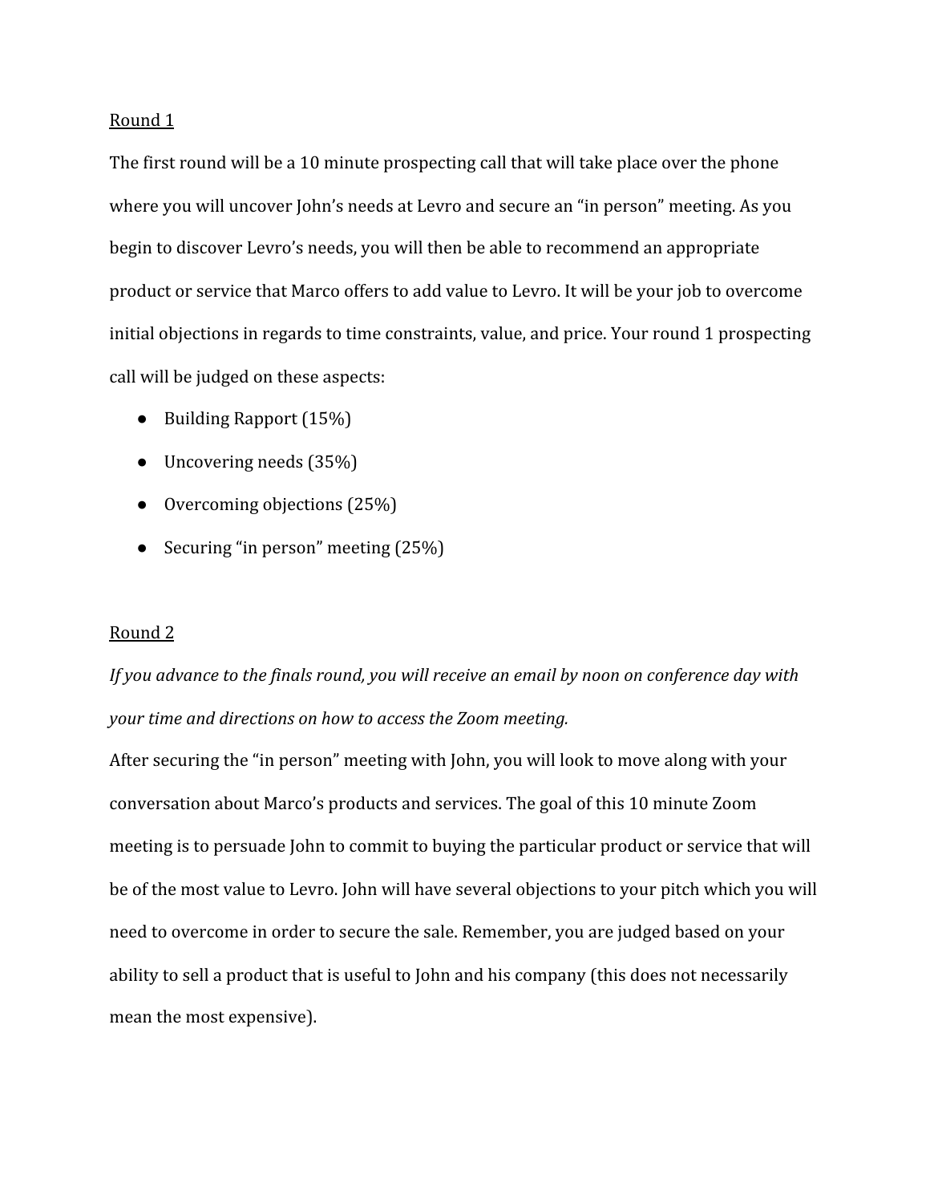<u>Round 1</u>

The first round will be a 10 minute prospecting call that will take place over the phone where you will uncover John's needs at Levro and secure an "in person" meeting. As you begin to discover Levro's needs, you will then be able to recommend an appropriate product or service that Marco offers to add value to Levro. It will be your job to overcome initial objections in regards to time constraints, value, and price. Your round 1 prospecting call will be judged on these aspects:

- Building Rapport (15%)
- Uncovering needs (35%)
- Overcoming objections (25%)
- Securing "in person" meeting (25%)

<u>Round 2</u>

*If you advance to the finals round, you will receive an email by noon on conference day with your time and directions on how to access the Zoom meeting.*

After securing the "in person" meeting with John, you will look to move along with your conversation about Marco's products and services. The goal of this 10 minute Zoom meeting is to persuade John to commit to buying the particular product or service that will be of the most value to Levro. John will have several objections to your pitch which you will need to overcome in order to secure the sale. Remember, you are judged based on your ability to sell a product that is useful to John and his company (this does not necessarily mean the most expensive).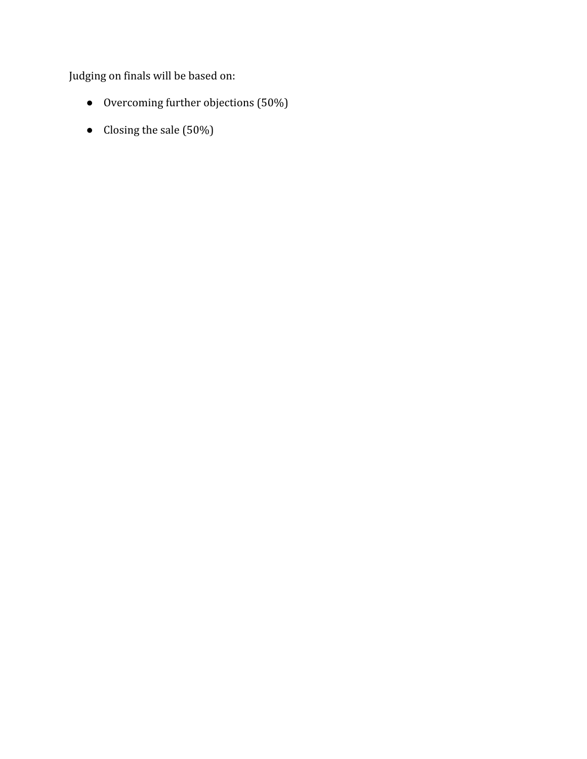Judging on finals will be based on:

- Overcoming further objections (50%)
- Closing the sale (50%)